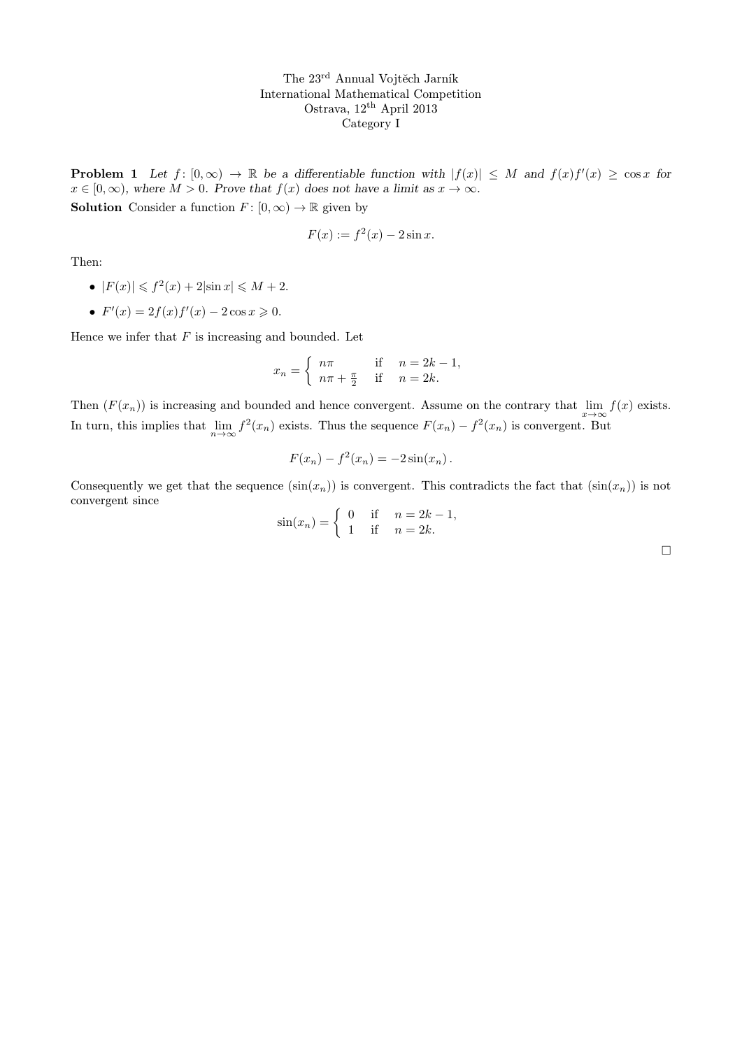The 23rd Annual Vojtěch Jarník
International Mathematical Competition
Ostrava, 12th April 2013
Category I

**Problem 1** *Let $f\colon [0,\infty) \to \mathbb{R}$ be a differentiable function with $|f(x)| \le M$ and $f(x)f'(x) \ge \cos x$ for $x \in [0,\infty)$, where $M > 0$. Prove that $f(x)$ does not have a limit as $x \to \infty$.*

**Solution** Consider a function $F\colon [0,\infty) \to \mathbb{R}$ given by

$$F(x) := f^2(x) - 2\sin x.$$

Then:

- $|F(x)| \leqslant f^2(x) + 2|\sin x| \leqslant M + 2.$
- $F'(x) = 2f(x)f'(x) - 2\cos x \geqslant 0.$

Hence we infer that $F$ is increasing and bounded. Let

$$x_n = \begin{cases} n\pi & \text{if} \quad n = 2k-1, \\ n\pi + \frac{\pi}{2} & \text{if} \quad n = 2k. \end{cases}$$

Then $(F(x_n))$ is increasing and bounded and hence convergent. Assume on the contrary that $\lim\limits_{x\to\infty} f(x)$ exists. In turn, this implies that $\lim\limits_{n\to\infty} f^2(x_n)$ exists. Thus the sequence $F(x_n) - f^2(x_n)$ is convergent. But

$$F(x_n) - f^2(x_n) = -2\sin(x_n).$$

Consequently we get that the sequence $(\sin(x_n))$ is convergent. This contradicts the fact that $(\sin(x_n))$ is not convergent since

$$\sin(x_n) = \begin{cases} 0 & \text{if} \quad n = 2k-1, \\ 1 & \text{if} \quad n = 2k. \end{cases}$$

□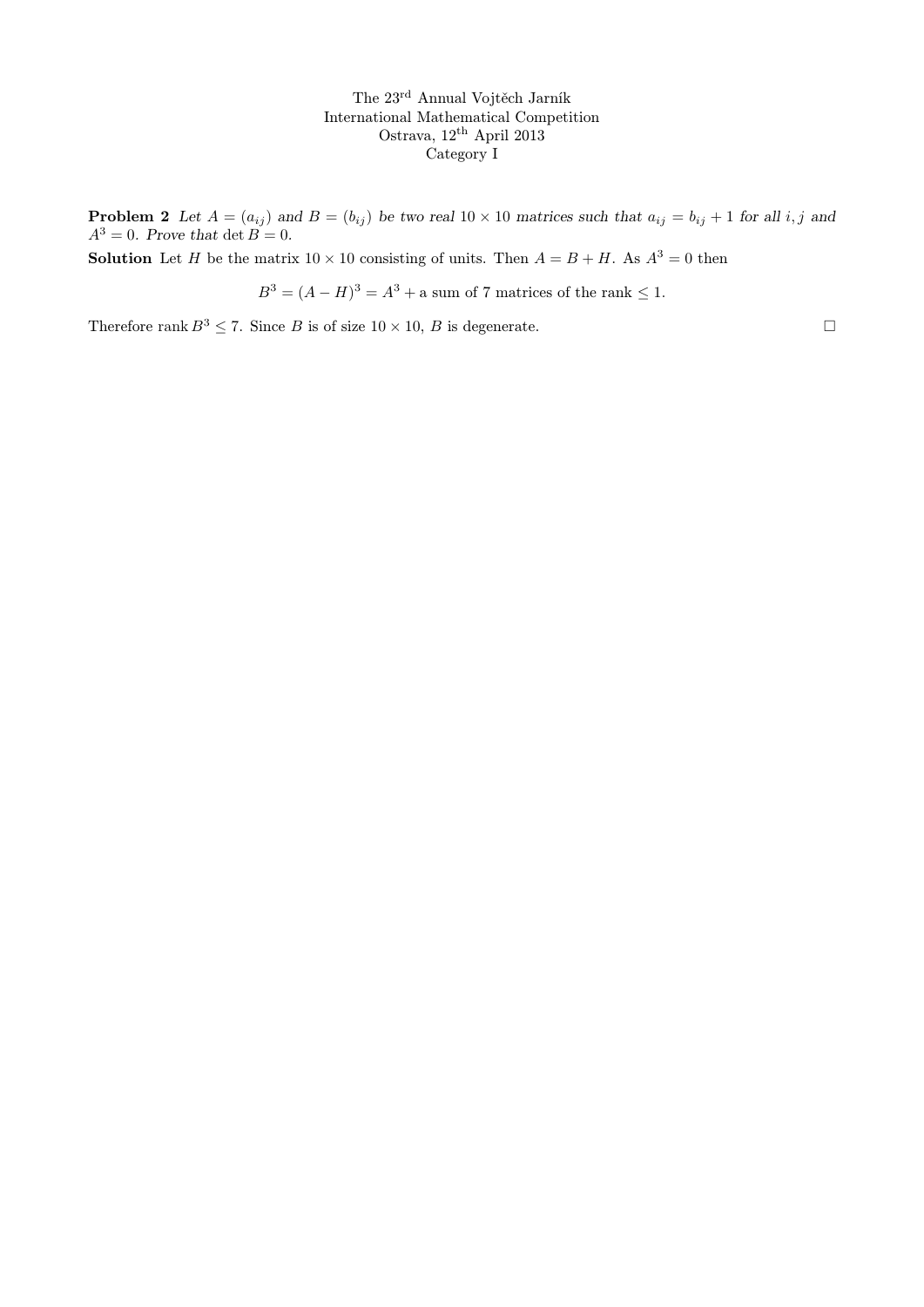The 23[rd] Annual Vojtěch Jarník
International Mathematical Competition
Ostrava, 12[th] April 2013
Category I

**Problem 2** *Let $A = (a_{ij})$ and $B = (b_{ij})$ be two real $10 \times 10$ matrices such that $a_{ij} = b_{ij} + 1$ for all $i, j$ and $A^3 = 0$. Prove that $\det B = 0$.*

**Solution** Let $H$ be the matrix $10 \times 10$ consisting of units. Then $A = B + H$. As $A^3 = 0$ then

$$B^3 = (A - H)^3 = A^3 + \text{a sum of 7 matrices of the rank} \le 1.$$

Therefore rank $B^3 \le 7$. Since $B$ is of size $10 \times 10$, $B$ is degenerate. □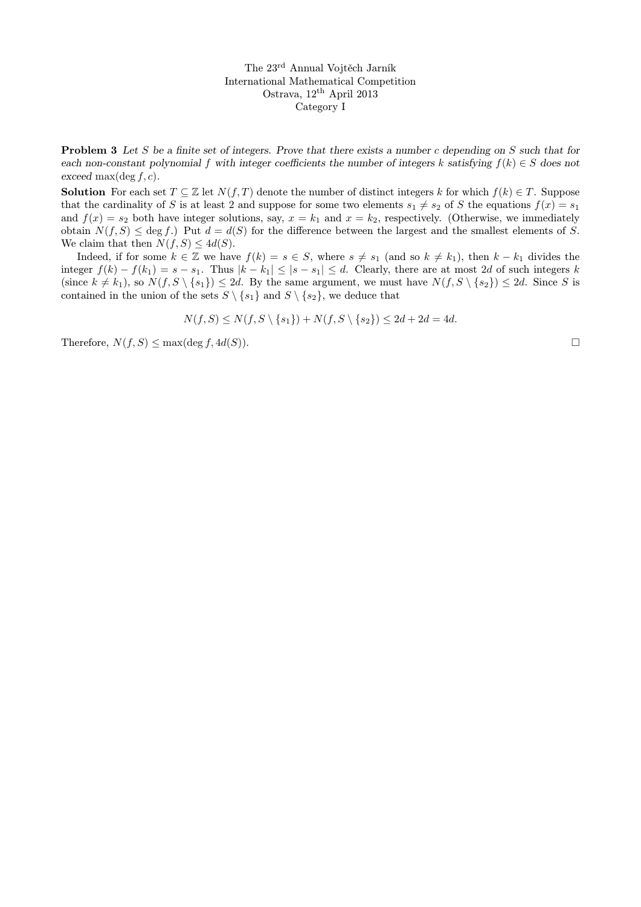The 23[rd] Annual Vojtěch Jarník
International Mathematical Competition
Ostrava, 12[th] April 2013
Category I

**Problem 3** *Let $S$ be a finite set of integers. Prove that there exists a number $c$ depending on $S$ such that for each non-constant polynomial $f$ with integer coefficients the number of integers $k$ satisfying $f(k) \in S$ does not exceed* $\max(\deg f, c)$.

**Solution** For each set $T \subseteq \mathbb{Z}$ let $N(f, T)$ denote the number of distinct integers $k$ for which $f(k) \in T$. Suppose that the cardinality of $S$ is at least 2 and suppose for some two elements $s_1 \neq s_2$ of $S$ the equations $f(x) = s_1$ and $f(x) = s_2$ both have integer solutions, say, $x = k_1$ and $x = k_2$, respectively. (Otherwise, we immediately obtain $N(f, S) \leq \deg f$.) Put $d = d(S)$ for the difference between the largest and the smallest elements of $S$. We claim that then $N(f, S) \leq 4d(S)$.

Indeed, if for some $k \in \mathbb{Z}$ we have $f(k) = s \in S$, where $s \neq s_1$ (and so $k \neq k_1$), then $k - k_1$ divides the integer $f(k) - f(k_1) = s - s_1$. Thus $|k - k_1| \leq |s - s_1| \leq d$. Clearly, there are at most $2d$ of such integers $k$ (since $k \neq k_1$), so $N(f, S \setminus \{s_1\}) \leq 2d$. By the same argument, we must have $N(f, S \setminus \{s_2\}) \leq 2d$. Since $S$ is contained in the union of the sets $S \setminus \{s_1\}$ and $S \setminus \{s_2\}$, we deduce that

$$N(f, S) \leq N(f, S \setminus \{s_1\}) + N(f, S \setminus \{s_2\}) \leq 2d + 2d = 4d.$$

Therefore, $N(f, S) \leq \max(\deg f, 4d(S))$. $\square$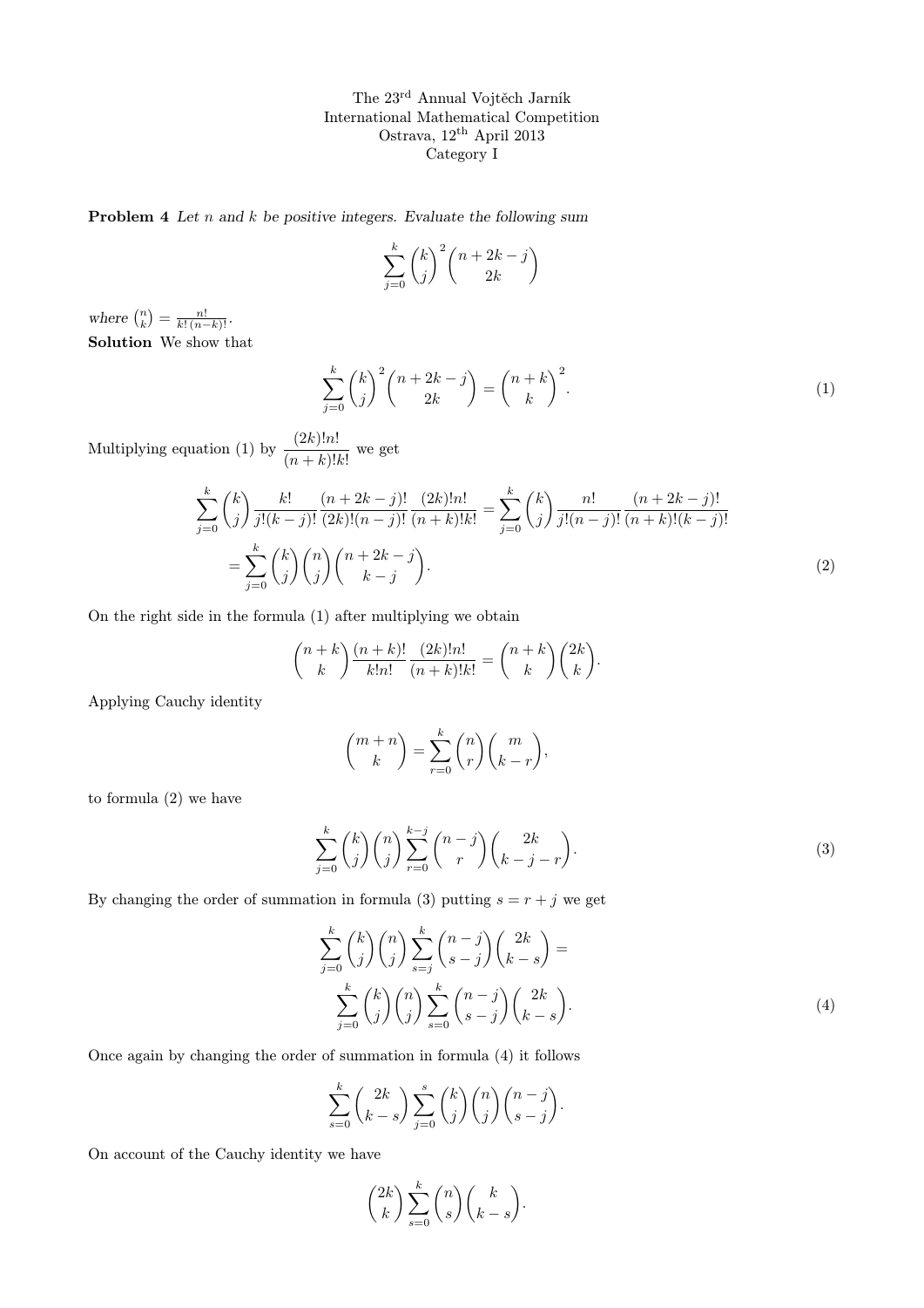The 23[rd] Annual Vojtěch Jarník International Mathematical Competition
Ostrava, 12[th] April 2013
Category I

**Problem 4** *Let $n$ and $k$ be positive integers. Evaluate the following sum*

$$\sum_{j=0}^{k} \binom{k}{j}^2 \binom{n+2k-j}{2k}$$

*where* $\binom{n}{k} = \frac{n!}{k!\,(n-k)!}$.

**Solution** We show that

$$\sum_{j=0}^{k} \binom{k}{j}^2 \binom{n+2k-j}{2k} = \binom{n+k}{k}^2. \tag{1}$$

Multiplying equation (1) by $\dfrac{(2k)!n!}{(n+k)!k!}$ we get

$$\sum_{j=0}^{k} \binom{k}{j} \frac{k!}{j!(k-j)!} \frac{(n+2k-j)!}{(2k)!(n-j)!} \frac{(2k)!n!}{(n+k)!k!} = \sum_{j=0}^{k} \binom{k}{j} \frac{n!}{j!(n-j)!} \frac{(n+2k-j)!}{(n+k)!(k-j)!}$$

$$= \sum_{j=0}^{k} \binom{k}{j} \binom{n}{j} \binom{n+2k-j}{k-j}. \tag{2}$$

On the right side in the formula (1) after multiplying we obtain

$$\binom{n+k}{k} \frac{(n+k)!}{k!n!} \frac{(2k)!n!}{(n+k)!k!} = \binom{n+k}{k} \binom{2k}{k}.$$

Applying Cauchy identity

$$\binom{m+n}{k} = \sum_{r=0}^{k} \binom{n}{r} \binom{m}{k-r},$$

to formula (2) we have

$$\sum_{j=0}^{k} \binom{k}{j} \binom{n}{j} \sum_{r=0}^{k-j} \binom{n-j}{r} \binom{2k}{k-j-r}. \tag{3}$$

By changing the order of summation in formula (3) putting $s = r + j$ we get

$$\sum_{j=0}^{k} \binom{k}{j} \binom{n}{j} \sum_{s=j}^{k} \binom{n-j}{s-j} \binom{2k}{k-s} =$$

$$\sum_{j=0}^{k} \binom{k}{j} \binom{n}{j} \sum_{s=0}^{k} \binom{n-j}{s-j} \binom{2k}{k-s}. \tag{4}$$

Once again by changing the order of summation in formula (4) it follows

$$\sum_{s=0}^{k} \binom{2k}{k-s} \sum_{j=0}^{s} \binom{k}{j} \binom{n}{j} \binom{n-j}{s-j}.$$

On account of the Cauchy identity we have

$$\binom{2k}{k} \sum_{s=0}^{k} \binom{n}{s} \binom{k}{k-s}.$$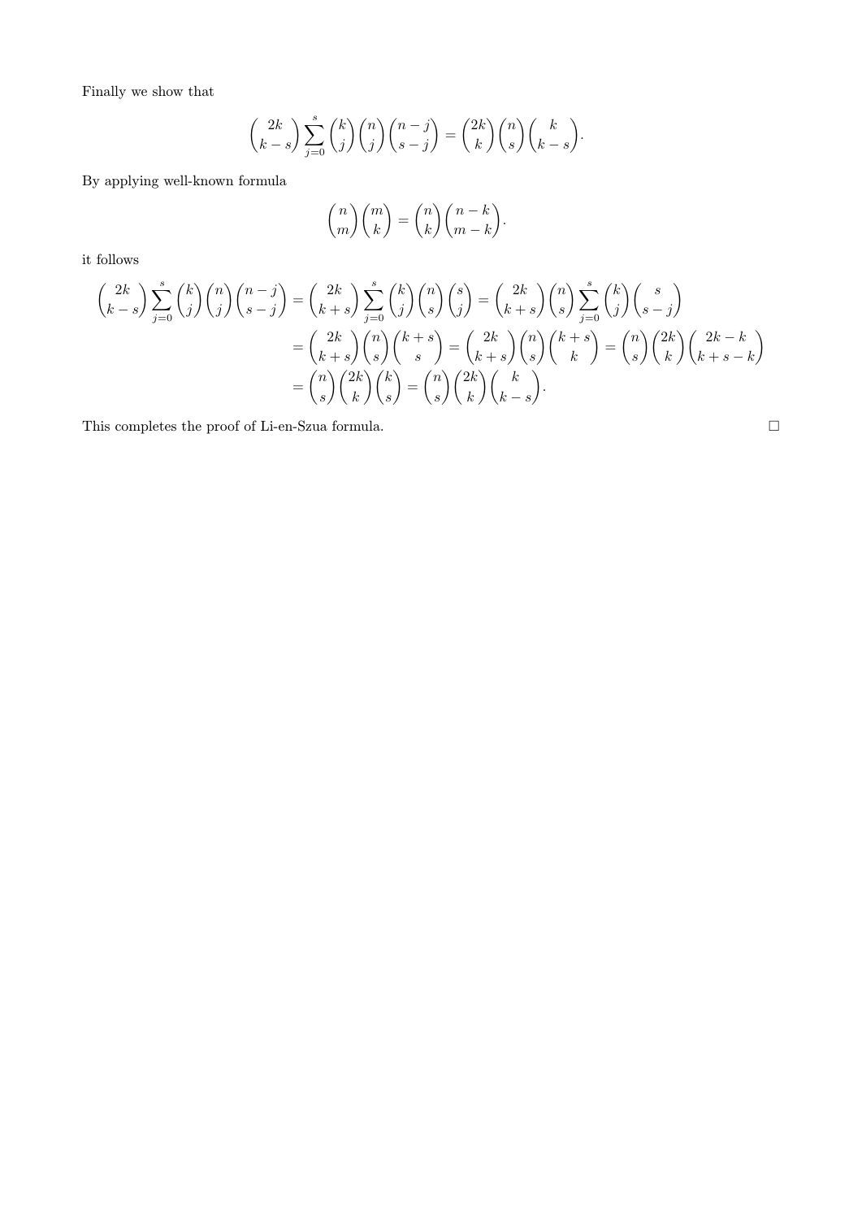Finally we show that

$$\binom{2k}{k-s}\sum_{j=0}^{s}\binom{k}{j}\binom{n}{j}\binom{n-j}{s-j} = \binom{2k}{k}\binom{n}{s}\binom{k}{k-s}.$$

By applying well-known formula

$$\binom{n}{m}\binom{m}{k} = \binom{n}{k}\binom{n-k}{m-k}.$$

it follows

$$\begin{aligned}
\binom{2k}{k-s}\sum_{j=0}^{s}\binom{k}{j}\binom{n}{j}\binom{n-j}{s-j} &= \binom{2k}{k+s}\sum_{j=0}^{s}\binom{k}{j}\binom{n}{s}\binom{s}{j} = \binom{2k}{k+s}\binom{n}{s}\sum_{j=0}^{s}\binom{k}{j}\binom{s}{s-j} \\
&= \binom{2k}{k+s}\binom{n}{s}\binom{k+s}{s} = \binom{2k}{k+s}\binom{n}{s}\binom{k+s}{k} = \binom{n}{s}\binom{2k}{k}\binom{2k-k}{k+s-k} \\
&= \binom{n}{s}\binom{2k}{k}\binom{k}{s} = \binom{n}{s}\binom{2k}{k}\binom{k}{k-s}.
\end{aligned}$$

This completes the proof of Li-en-Szua formula. □